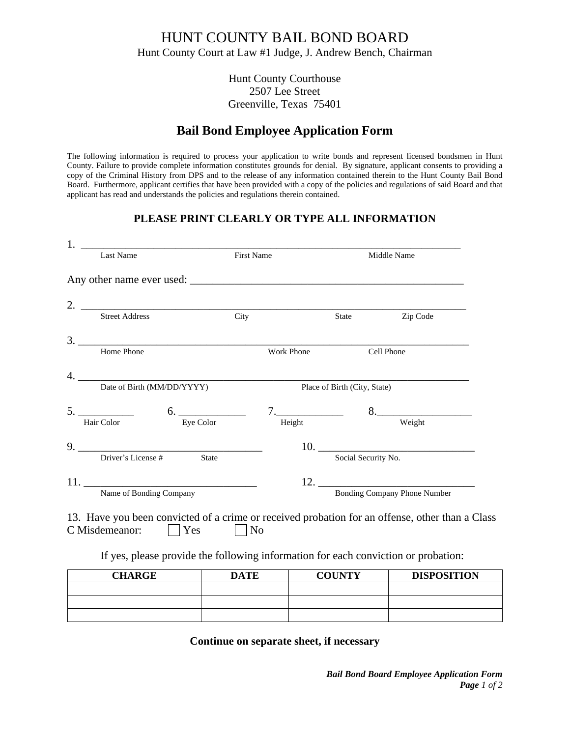# HUNT COUNTY BAIL BOND BOARD

Hunt County Court at Law #1 Judge, J. Andrew Bench, Chairman

Hunt County Courthouse
2507 Lee Street
Greenville, Texas 75401

## Bail Bond Employee Application Form

The following information is required to process your application to write bonds and represent licensed bondsmen in Hunt County. Failure to provide complete information constitutes grounds for denial. By signature, applicant consents to providing a copy of the Criminal History from DPS and to the release of any information contained therein to the Hunt County Bail Bond Board. Furthermore, applicant certifies that have been provided with a copy of the policies and regulations of said Board and that applicant has read and understands the policies and regulations therein contained.

### PLEASE PRINT CLEARLY OR TYPE ALL INFORMATION

1. ______________________________________________________________________
Last Name First Name Middle Name

Any other name ever used: ____________________________________________________

2. ______________________________________________________________________
Street Address City State Zip Code

3. ______________________________________________________________________
Home Phone Work Phone Cell Phone

4. ______________________________________________________________________
Date of Birth (MM/DD/YYYY) Place of Birth (City, State)

5. __________ Hair Color 6. ____________ Eye Color 7. ____________ Height 8. _________________ Weight

9. __________________________________ Driver's License # State

10. _____________________________ Social Security No.

11. ________________________________ Name of Bonding Company

12. _____________________________ Bonding Company Phone Number

13. Have you been convicted of a crime or received probation for an offense, other than a Class C Misdemeanor: ☐ Yes ☐ No

If yes, please provide the following information for each conviction or probation:

| CHARGE | DATE | COUNTY | DISPOSITION |
|---|---|---|---|
| | | | |
| | | | |
| | | | |

**Continue on separate sheet, if necessary**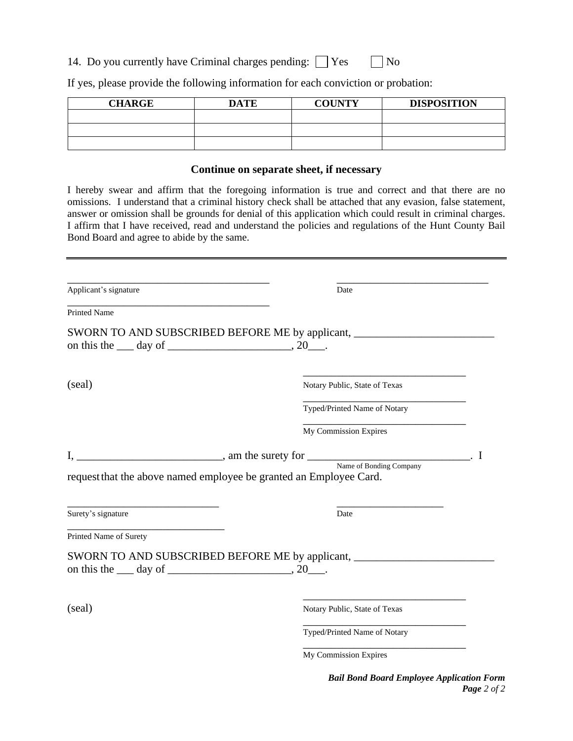14. Do you currently have Criminal charges pending: ☐ Yes ☐ No

If yes, please provide the following information for each conviction or probation:

| CHARGE | DATE | COUNTY | DISPOSITION |
|---|---|---|---|
| | | | |
| | | | |
| | | | |

**Continue on separate sheet, if necessary**

I hereby swear and affirm that the foregoing information is true and correct and that there are no omissions. I understand that a criminal history check shall be attached that any evasion, false statement, answer or omission shall be grounds for denial of this application which could result in criminal charges. I affirm that I have received, read and understand the policies and regulations of the Hunt County Bail Bond Board and agree to abide by the same.

---

_________________________________________ _______________________________

Applicant's signature Date

_________________________________________

Printed Name

SWORN TO AND SUBSCRIBED BEFORE ME by applicant, __________________________ on this the ___ day of ______________________, 20___.

(seal)

_________________________________

Notary Public, State of Texas

_________________________________

Typed/Printed Name of Notary

_________________________________

My Commission Expires

I, __________________________, am the surety for ______________________________. I request that the above named employee be granted an Employee Card.

Name of Bonding Company

______________________________ _____________________

Surety's signature Date

______________________________

Printed Name of Surety

SWORN TO AND SUBSCRIBED BEFORE ME by applicant, __________________________ on this the ___ day of ______________________, 20___.

(seal)

_________________________________

Notary Public, State of Texas

_________________________________

Typed/Printed Name of Notary

_________________________________

My Commission Expires

***Bail Bond Board Employee Application Form***